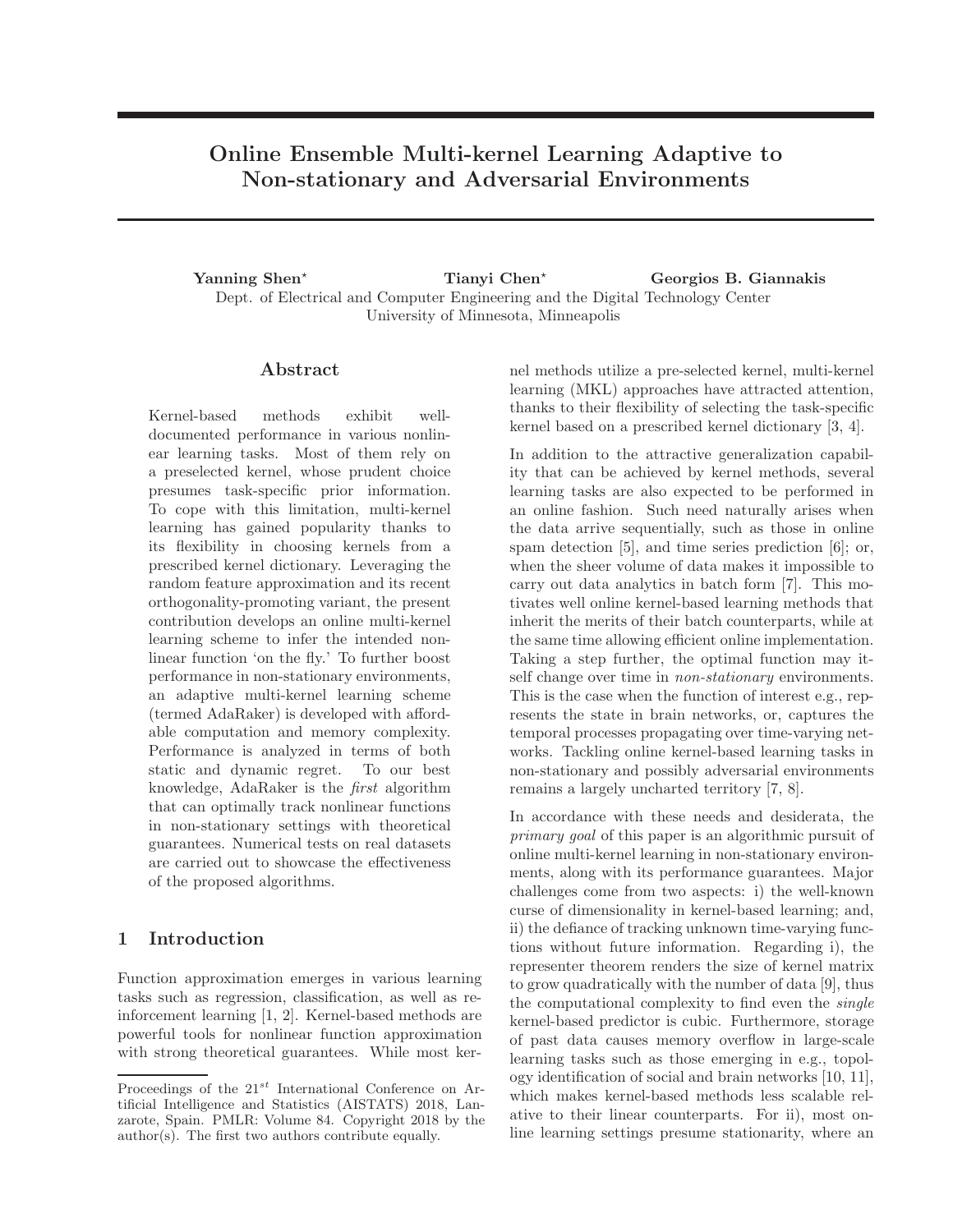# Online Ensemble Multi-kernel Learning Adaptive to Non-stationary and Adversarial Environments

**Yanning Shen*** **Tianyi Chen*** **Georgios B. Giannakis**

Dept. of Electrical and Computer Engineering and the Digital Technology Center
University of Minnesota, Minneapolis

## Abstract

Kernel-based methods exhibit well-documented performance in various nonlinear learning tasks. Most of them rely on a preselected kernel, whose prudent choice presumes task-specific prior information. To cope with this limitation, multi-kernel learning has gained popularity thanks to its flexibility in choosing kernels from a prescribed kernel dictionary. Leveraging the random feature approximation and its recent orthogonality-promoting variant, the present contribution develops an online multi-kernel learning scheme to infer the intended nonlinear function 'on the fly.' To further boost performance in non-stationary environments, an adaptive multi-kernel learning scheme (termed AdaRaker) is developed with affordable computation and memory complexity. Performance is analyzed in terms of both static and dynamic regret. To our best knowledge, AdaRaker is the *first* algorithm that can optimally track nonlinear functions in non-stationary settings with theoretical guarantees. Numerical tests on real datasets are carried out to showcase the effectiveness of the proposed algorithms.

## 1 Introduction

Function approximation emerges in various learning tasks such as regression, classification, as well as reinforcement learning [1, 2]. Kernel-based methods are powerful tools for nonlinear function approximation with strong theoretical guarantees. While most kernel methods utilize a pre-selected kernel, multi-kernel learning (MKL) approaches have attracted attention, thanks to their flexibility of selecting the task-specific kernel based on a prescribed kernel dictionary [3, 4].

In addition to the attractive generalization capability that can be achieved by kernel methods, several learning tasks are also expected to be performed in an online fashion. Such need naturally arises when the data arrive sequentially, such as those in online spam detection [5], and time series prediction [6]; or, when the sheer volume of data makes it impossible to carry out data analytics in batch form [7]. This motivates well online kernel-based learning methods that inherit the merits of their batch counterparts, while at the same time allowing efficient online implementation. Taking a step further, the optimal function may itself change over time in *non-stationary* environments. This is the case when the function of interest e.g., represents the state in brain networks, or, captures the temporal processes propagating over time-varying networks. Tackling online kernel-based learning tasks in non-stationary and possibly adversarial environments remains a largely uncharted territory [7, 8].

In accordance with these needs and desiderata, the *primary goal* of this paper is an algorithmic pursuit of online multi-kernel learning in non-stationary environments, along with its performance guarantees. Major challenges come from two aspects: i) the well-known curse of dimensionality in kernel-based learning; and, ii) the defiance of tracking unknown time-varying functions without future information. Regarding i), the representer theorem renders the size of kernel matrix to grow quadratically with the number of data [9], thus the computational complexity to find even the *single* kernel-based predictor is cubic. Furthermore, storage of past data causes memory overflow in large-scale learning tasks such as those emerging in e.g., topology identification of social and brain networks [10, 11], which makes kernel-based methods less scalable relative to their linear counterparts. For ii), most online learning settings presume stationarity, where an

---

Proceedings of the 21$^{st}$ International Conference on Artificial Intelligence and Statistics (AISTATS) 2018, Lanzarote, Spain. PMLR: Volume 84. Copyright 2018 by the author(s). The first two authors contribute equally.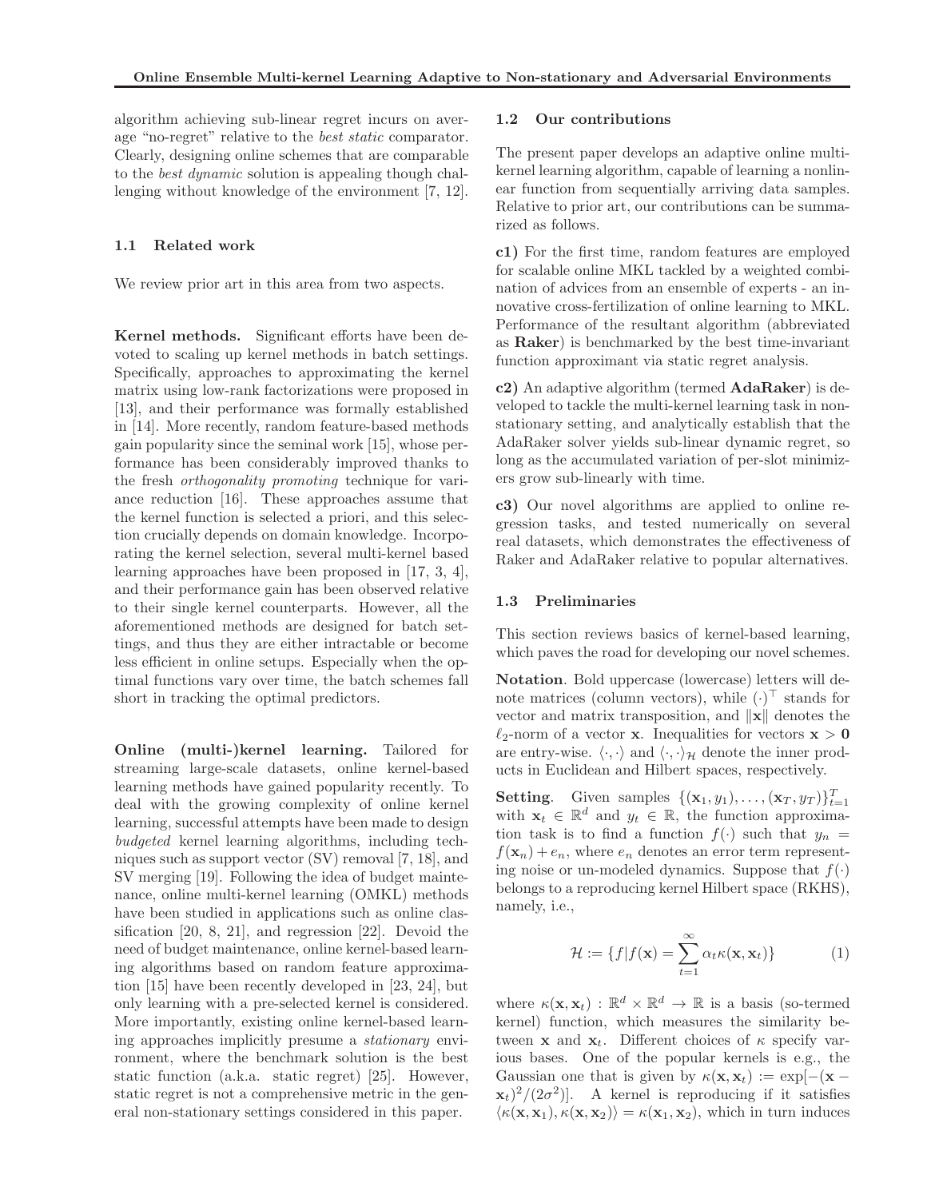algorithm achieving sub-linear regret incurs on average "no-regret" relative to the *best static* comparator. Clearly, designing online schemes that are comparable to the *best dynamic* solution is appealing though challenging without knowledge of the environment [7, 12].

### 1.1 Related work

We review prior art in this area from two aspects.

**Kernel methods.** Significant efforts have been devoted to scaling up kernel methods in batch settings. Specifically, approaches to approximating the kernel matrix using low-rank factorizations were proposed in [13], and their performance was formally established in [14]. More recently, random feature-based methods gain popularity since the seminal work [15], whose performance has been considerably improved thanks to the fresh *orthogonality promoting* technique for variance reduction [16]. These approaches assume that the kernel function is selected a priori, and this selection crucially depends on domain knowledge. Incorporating the kernel selection, several multi-kernel based learning approaches have been proposed in [17, 3, 4], and their performance gain has been observed relative to their single kernel counterparts. However, all the aforementioned methods are designed for batch settings, and thus they are either intractable or become less efficient in online setups. Especially when the optimal functions vary over time, the batch schemes fall short in tracking the optimal predictors.

**Online (multi-)kernel learning.** Tailored for streaming large-scale datasets, online kernel-based learning methods have gained popularity recently. To deal with the growing complexity of online kernel learning, successful attempts have been made to design *budgeted* kernel learning algorithms, including techniques such as support vector (SV) removal [7, 18], and SV merging [19]. Following the idea of budget maintenance, online multi-kernel learning (OMKL) methods have been studied in applications such as online classification [20, 8, 21], and regression [22]. Devoid the need of budget maintenance, online kernel-based learning algorithms based on random feature approximation [15] have been recently developed in [23, 24], but only learning with a pre-selected kernel is considered. More importantly, existing online kernel-based learning approaches implicitly presume a *stationary* environment, where the benchmark solution is the best static function (a.k.a. static regret) [25]. However, static regret is not a comprehensive metric in the general non-stationary settings considered in this paper.

### 1.2 Our contributions

The present paper develops an adaptive online multi-kernel learning algorithm, capable of learning a nonlinear function from sequentially arriving data samples. Relative to prior art, our contributions can be summarized as follows.

**c1)** For the first time, random features are employed for scalable online MKL tackled by a weighted combination of advices from an ensemble of experts - an innovative cross-fertilization of online learning to MKL. Performance of the resultant algorithm (abbreviated as **Raker**) is benchmarked by the best time-invariant function approximant via static regret analysis.

**c2)** An adaptive algorithm (termed **AdaRaker**) is developed to tackle the multi-kernel learning task in non-stationary setting, and analytically establish that the AdaRaker solver yields sub-linear dynamic regret, so long as the accumulated variation of per-slot minimizers grow sub-linearly with time.

**c3)** Our novel algorithms are applied to online regression tasks, and tested numerically on several real datasets, which demonstrates the effectiveness of Raker and AdaRaker relative to popular alternatives.

### 1.3 Preliminaries

This section reviews basics of kernel-based learning, which paves the road for developing our novel schemes.

**Notation**. Bold uppercase (lowercase) letters will denote matrices (column vectors), while $(\cdot)^\top$ stands for vector and matrix transposition, and $\|\mathbf{x}\|$ denotes the $\ell_2$-norm of a vector $\mathbf{x}$. Inequalities for vectors $\mathbf{x} > \mathbf{0}$ are entry-wise. $\langle \cdot, \cdot \rangle$ and $\langle \cdot, \cdot \rangle_{\mathcal{H}}$ denote the inner products in Euclidean and Hilbert spaces, respectively.

**Setting**. Given samples $\{(\mathbf{x}_1, y_1), \ldots, (\mathbf{x}_T, y_T)\}_{t=1}^T$ with $\mathbf{x}_t \in \mathbb{R}^d$ and $y_t \in \mathbb{R}$, the function approximation task is to find a function $f(\cdot)$ such that $y_n = f(\mathbf{x}_n) + e_n$, where $e_n$ denotes an error term representing noise or un-modeled dynamics. Suppose that $f(\cdot)$ belongs to a reproducing kernel Hilbert space (RKHS), namely, i.e.,

$$\mathcal{H} := \{f | f(\mathbf{x}) = \sum_{t=1}^{\infty} \alpha_t \kappa(\mathbf{x}, \mathbf{x}_t)\} \tag{1}$$

where $\kappa(\mathbf{x}, \mathbf{x}_t) : \mathbb{R}^d \times \mathbb{R}^d \rightarrow \mathbb{R}$ is a basis (so-termed kernel) function, which measures the similarity between $\mathbf{x}$ and $\mathbf{x}_t$. Different choices of $\kappa$ specify various bases. One of the popular kernels is e.g., the Gaussian one that is given by $\kappa(\mathbf{x}, \mathbf{x}_t) := \exp[-(\mathbf{x} - \mathbf{x}_t)^2/(2\sigma^2)]$. A kernel is reproducing if it satisfies $\langle \kappa(\mathbf{x}, \mathbf{x}_1), \kappa(\mathbf{x}, \mathbf{x}_2) \rangle = \kappa(\mathbf{x}_1, \mathbf{x}_2)$, which in turn induces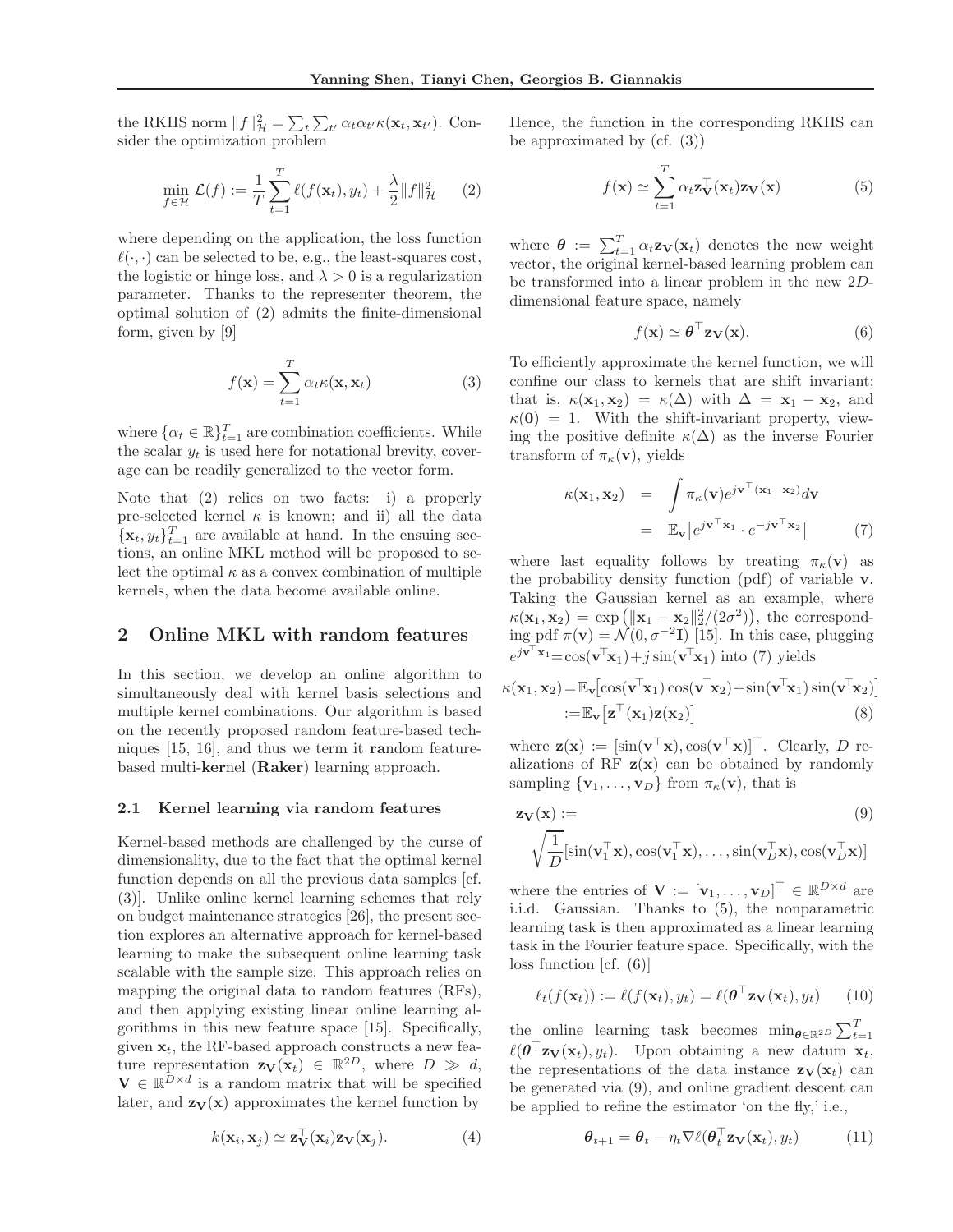the RKHS norm $\|f\|_{\mathcal{H}}^2 = \sum_t \sum_{t'} \alpha_t \alpha_{t'} \kappa(\mathbf{x}_t, \mathbf{x}_{t'})$. Consider the optimization problem

$$\min_{f \in \mathcal{H}} \mathcal{L}(f) := \frac{1}{T} \sum_{t=1}^{T} \ell(f(\mathbf{x}_t), y_t) + \frac{\lambda}{2} \|f\|_{\mathcal{H}}^2 \qquad (2)$$

where depending on the application, the loss function $\ell(\cdot, \cdot)$ can be selected to be, e.g., the least-squares cost, the logistic or hinge loss, and $\lambda > 0$ is a regularization parameter. Thanks to the representer theorem, the optimal solution of (2) admits the finite-dimensional form, given by [9]

$$f(\mathbf{x}) = \sum_{t=1}^{T} \alpha_t \kappa(\mathbf{x}, \mathbf{x}_t) \qquad (3)$$

where $\{\alpha_t \in \mathbb{R}\}_{t=1}^T$ are combination coefficients. While the scalar $y_t$ is used here for notational brevity, coverage can be readily generalized to the vector form.

Note that (2) relies on two facts: i) a properly pre-selected kernel $\kappa$ is known; and ii) all the data $\{\mathbf{x}_t, y_t\}_{t=1}^T$ are available at hand. In the ensuing sections, an online MKL method will be proposed to select the optimal $\kappa$ as a convex combination of multiple kernels, when the data become available online.

## 2 Online MKL with random features

In this section, we develop an online algorithm to simultaneously deal with kernel basis selections and multiple kernel combinations. Our algorithm is based on the recently proposed random feature-based techniques [15, 16], and thus we term it **ra**ndom feature-based multi-**ker**nel (**Raker**) learning approach.

### 2.1 Kernel learning via random features

Kernel-based methods are challenged by the curse of dimensionality, due to the fact that the optimal kernel function depends on all the previous data samples [cf. (3)]. Unlike online kernel learning schemes that rely on budget maintenance strategies [26], the present section explores an alternative approach for kernel-based learning to make the subsequent online learning task scalable with the sample size. This approach relies on mapping the original data to random features (RFs), and then applying existing linear online learning algorithms in this new feature space [15]. Specifically, given $\mathbf{x}_t$, the RF-based approach constructs a new feature representation $\mathbf{z}_{\mathbf{V}}(\mathbf{x}_t) \in \mathbb{R}^{2D}$, where $D \gg d$, $\mathbf{V} \in \mathbb{R}^{D \times d}$ is a random matrix that will be specified later, and $\mathbf{z}_{\mathbf{V}}(\mathbf{x})$ approximates the kernel function by

$$k(\mathbf{x}_i, \mathbf{x}_j) \simeq \mathbf{z}_{\mathbf{V}}^\top(\mathbf{x}_i) \mathbf{z}_{\mathbf{V}}(\mathbf{x}_j). \qquad (4)$$

Hence, the function in the corresponding RKHS can be approximated by (cf. (3))

$$f(\mathbf{x}) \simeq \sum_{t=1}^{T} \alpha_t \mathbf{z}_{\mathbf{V}}^\top(\mathbf{x}_t) \mathbf{z}_{\mathbf{V}}(\mathbf{x}) \qquad (5)$$

where $\boldsymbol{\theta} := \sum_{t=1}^{T} \alpha_t \mathbf{z}_{\mathbf{V}}(\mathbf{x}_t)$ denotes the new weight vector, the original kernel-based learning problem can be transformed into a linear problem in the new $2D$-dimensional feature space, namely

$$f(\mathbf{x}) \simeq \boldsymbol{\theta}^\top \mathbf{z}_{\mathbf{V}}(\mathbf{x}). \qquad (6)$$

To efficiently approximate the kernel function, we will confine our class to kernels that are shift invariant; that is, $\kappa(\mathbf{x}_1, \mathbf{x}_2) = \kappa(\Delta)$ with $\Delta = \mathbf{x}_1 - \mathbf{x}_2$, and $\kappa(\mathbf{0}) = 1$. With the shift-invariant property, viewing the positive definite $\kappa(\Delta)$ as the inverse Fourier transform of $\pi_\kappa(\mathbf{v})$, yields

$$\begin{aligned} \kappa(\mathbf{x}_1, \mathbf{x}_2) &= \int \pi_\kappa(\mathbf{v}) e^{j\mathbf{v}^\top(\mathbf{x}_1 - \mathbf{x}_2)} d\mathbf{v} \\ &= \mathbb{E}_{\mathbf{v}}\big[e^{j\mathbf{v}^\top \mathbf{x}_1} \cdot e^{-j\mathbf{v}^\top \mathbf{x}_2}\big] \end{aligned} \qquad (7)$$

where last equality follows by treating $\pi_\kappa(\mathbf{v})$ as the probability density function (pdf) of variable $\mathbf{v}$. Taking the Gaussian kernel as an example, where $\kappa(\mathbf{x}_1, \mathbf{x}_2) = \exp\big(\|\mathbf{x}_1 - \mathbf{x}_2\|_2^2/(2\sigma^2)\big)$, the corresponding pdf $\pi(\mathbf{v}) = \mathcal{N}(0, \sigma^{-2}\mathbf{I})$ [15]. In this case, plugging $e^{j\mathbf{v}^\top \mathbf{x}_1} = \cos(\mathbf{v}^\top \mathbf{x}_1) + j \sin(\mathbf{v}^\top \mathbf{x}_1)$ into (7) yields

$$\begin{aligned} \kappa(\mathbf{x}_1, \mathbf{x}_2) &= \mathbb{E}_{\mathbf{v}}\big[\cos(\mathbf{v}^\top \mathbf{x}_1)\cos(\mathbf{v}^\top \mathbf{x}_2) + \sin(\mathbf{v}^\top \mathbf{x}_1)\sin(\mathbf{v}^\top \mathbf{x}_2)\big] \\ &:= \mathbb{E}_{\mathbf{v}}\big[\mathbf{z}^\top(\mathbf{x}_1)\mathbf{z}(\mathbf{x}_2)\big] \end{aligned} \qquad (8)$$

where $\mathbf{z}(\mathbf{x}) := [\sin(\mathbf{v}^\top \mathbf{x}), \cos(\mathbf{v}^\top \mathbf{x})]^\top$. Clearly, $D$ realizations of RF $\mathbf{z}(\mathbf{x})$ can be obtained by randomly sampling $\{\mathbf{v}_1, \ldots, \mathbf{v}_D\}$ from $\pi_\kappa(\mathbf{v})$, that is

$$\begin{aligned} &\mathbf{z}_{\mathbf{V}}(\mathbf{x}) := \\ &\sqrt{\frac{1}{D}}[\sin(\mathbf{v}_1^\top \mathbf{x}), \cos(\mathbf{v}_1^\top \mathbf{x}), \ldots, \sin(\mathbf{v}_D^\top \mathbf{x}), \cos(\mathbf{v}_D^\top \mathbf{x})] \end{aligned} \qquad (9)$$

where the entries of $\mathbf{V} := [\mathbf{v}_1, \ldots, \mathbf{v}_D]^\top \in \mathbb{R}^{D \times d}$ are i.i.d. Gaussian. Thanks to (5), the nonparametric learning task is then approximated as a linear learning task in the Fourier feature space. Specifically, with the loss function [cf. (6)]

$$\ell_t(f(\mathbf{x}_t)) := \ell(f(\mathbf{x}_t), y_t) = \ell(\boldsymbol{\theta}^\top \mathbf{z}_{\mathbf{V}}(\mathbf{x}_t), y_t) \qquad (10)$$

the online learning task becomes $\min_{\boldsymbol{\theta} \in \mathbb{R}^{2D}} \sum_{t=1}^{T} \ell(\boldsymbol{\theta}^\top \mathbf{z}_{\mathbf{V}}(\mathbf{x}_t), y_t)$. Upon obtaining a new datum $\mathbf{x}_t$, the representations of the data instance $\mathbf{z}_{\mathbf{V}}(\mathbf{x}_t)$ can be generated via (9), and online gradient descent can be applied to refine the estimator 'on the fly,' i.e.,

$$\boldsymbol{\theta}_{t+1} = \boldsymbol{\theta}_t - \eta_t \nabla \ell(\boldsymbol{\theta}_t^\top \mathbf{z}_{\mathbf{V}}(\mathbf{x}_t), y_t) \qquad (11)$$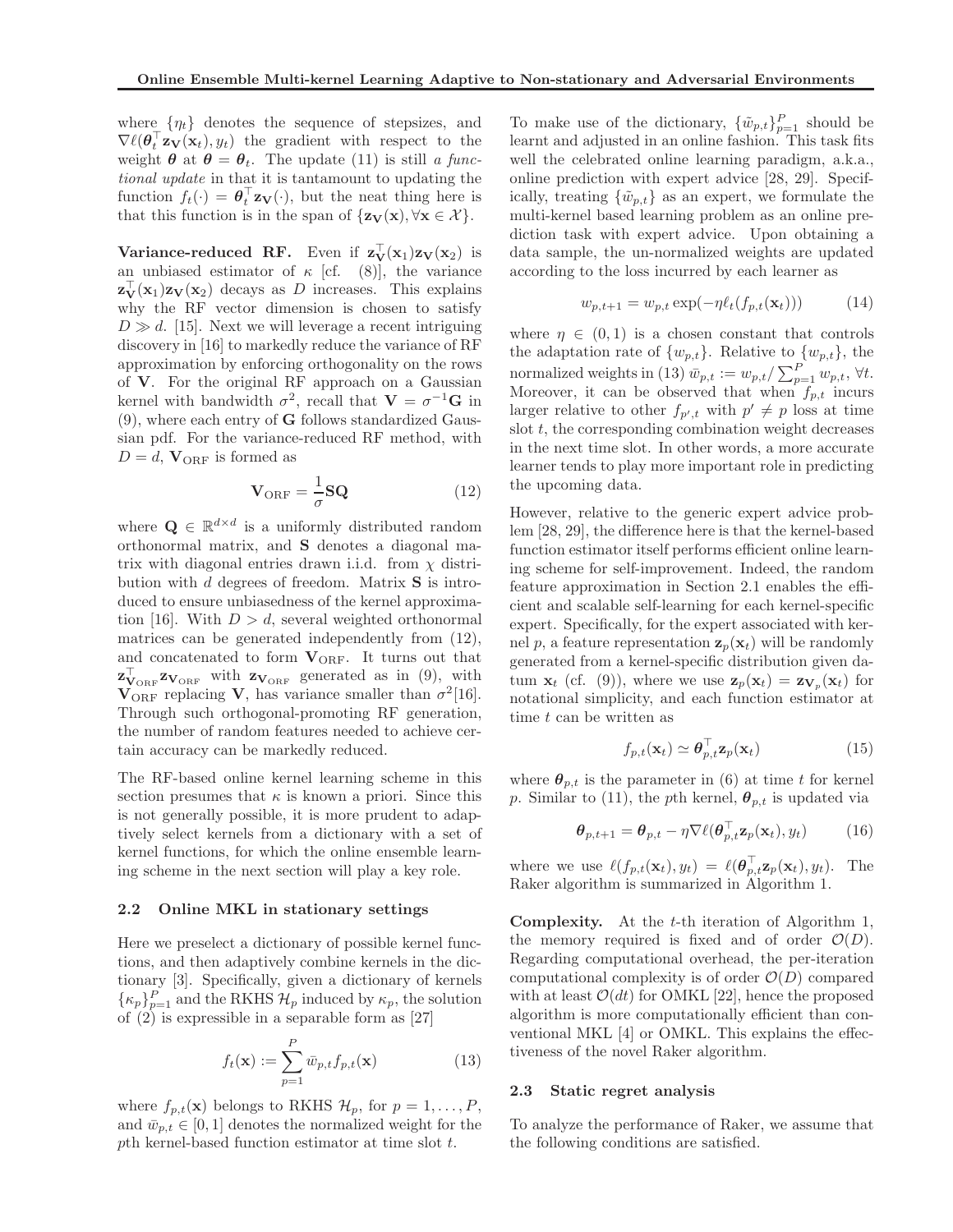where $\{\eta_t\}$ denotes the sequence of stepsizes, and $\nabla \ell(\boldsymbol{\theta}_t^\top \mathbf{z}_\mathbf{V}(\mathbf{x}_t), y_t)$ the gradient with respect to the weight $\boldsymbol{\theta}$ at $\boldsymbol{\theta} = \boldsymbol{\theta}_t$. The update (11) is still *a functional update* in that it is tantamount to updating the function $f_t(\cdot) = \boldsymbol{\theta}_t^\top \mathbf{z}_\mathbf{V}(\cdot)$, but the neat thing here is that this function is in the span of $\{\mathbf{z}_\mathbf{V}(\mathbf{x}), \forall \mathbf{x} \in \mathcal{X}\}$.

**Variance-reduced RF.** Even if $\mathbf{z}_\mathbf{V}^\top(\mathbf{x}_1)\mathbf{z}_\mathbf{V}(\mathbf{x}_2)$ is an unbiased estimator of $\kappa$ [cf. (8)], the variance $\mathbf{z}_\mathbf{V}^\top(\mathbf{x}_1)\mathbf{z}_\mathbf{V}(\mathbf{x}_2)$ decays as $D$ increases. This explains why the RF vector dimension is chosen to satisfy $D \gg d$. [15]. Next we will leverage a recent intriguing discovery in [16] to markedly reduce the variance of RF approximation by enforcing orthogonality on the rows of $\mathbf{V}$. For the original RF approach on a Gaussian kernel with bandwidth $\sigma^2$, recall that $\mathbf{V} = \sigma^{-1}\mathbf{G}$ in (9), where each entry of $\mathbf{G}$ follows standardized Gaussian pdf. For the variance-reduced RF method, with $D = d$, $\mathbf{V}_{\mathrm{ORF}}$ is formed as

$$\mathbf{V}_{\mathrm{ORF}} = \frac{1}{\sigma}\mathbf{S}\mathbf{Q} \tag{12}$$

where $\mathbf{Q} \in \mathbb{R}^{d\times d}$ is a uniformly distributed random orthonormal matrix, and $\mathbf{S}$ denotes a diagonal matrix with diagonal entries drawn i.i.d. from $\chi$ distribution with $d$ degrees of freedom. Matrix $\mathbf{S}$ is introduced to ensure unbiasedness of the kernel approximation [16]. With $D > d$, several weighted orthonormal matrices can be generated independently from (12), and concatenated to form $\mathbf{V}_{\mathrm{ORF}}$. It turns out that $\mathbf{z}_{\mathbf{V}_{\mathrm{ORF}}}^\top \mathbf{z}_{\mathbf{V}_{\mathrm{ORF}}}$ with $\mathbf{z}_{\mathbf{V}_{\mathrm{ORF}}}$ generated as in (9), with $\mathbf{V}_{\mathrm{ORF}}$ replacing $\mathbf{V}$, has variance smaller than $\sigma^2$[16]. Through such orthogonal-promoting RF generation, the number of random features needed to achieve certain accuracy can be markedly reduced.

The RF-based online kernel learning scheme in this section presumes that $\kappa$ is known a priori. Since this is not generally possible, it is more prudent to adaptively select kernels from a dictionary with a set of kernel functions, for which the online ensemble learning scheme in the next section will play a key role.

### 2.2 Online MKL in stationary settings

Here we preselect a dictionary of possible kernel functions, and then adaptively combine kernels in the dictionary [3]. Specifically, given a dictionary of kernels $\{\kappa_p\}_{p=1}^P$ and the RKHS $\mathcal{H}_p$ induced by $\kappa_p$, the solution of (2) is expressible in a separable form as [27]

$$f_t(\mathbf{x}) := \sum_{p=1}^{P} \bar{w}_{p,t} f_{p,t}(\mathbf{x}) \tag{13}$$

where $f_{p,t}(\mathbf{x})$ belongs to RKHS $\mathcal{H}_p$, for $p = 1, \ldots, P$, and $\bar{w}_{p,t} \in [0, 1]$ denotes the normalized weight for the $p$th kernel-based function estimator at time slot $t$.

To make use of the dictionary, $\{\tilde{w}_{p,t}\}_{p=1}^P$ should be learnt and adjusted in an online fashion. This task fits well the celebrated online learning paradigm, a.k.a., online prediction with expert advice [28, 29]. Specifically, treating $\{\tilde{w}_{p,t}\}$ as an expert, we formulate the multi-kernel based learning problem as an online prediction task with expert advice. Upon obtaining a data sample, the un-normalized weights are updated according to the loss incurred by each learner as

$$w_{p,t+1} = w_{p,t}\exp(-\eta \ell_t(f_{p,t}(\mathbf{x}_t))) \tag{14}$$

where $\eta \in (0, 1)$ is a chosen constant that controls the adaptation rate of $\{w_{p,t}\}$. Relative to $\{w_{p,t}\}$, the normalized weights in (13) $\bar{w}_{p,t} := w_{p,t}/\sum_{p=1}^P w_{p,t}$, $\forall t$. Moreover, it can be observed that when $f_{p,t}$ incurs larger relative to other $f_{p',t}$ with $p' \neq p$ loss at time slot $t$, the corresponding combination weight decreases in the next time slot. In other words, a more accurate learner tends to play more important role in predicting the upcoming data.

However, relative to the generic expert advice problem [28, 29], the difference here is that the kernel-based function estimator itself performs efficient online learning scheme for self-improvement. Indeed, the random feature approximation in Section 2.1 enables the efficient and scalable self-learning for each kernel-specific expert. Specifically, for the expert associated with kernel $p$, a feature representation $\mathbf{z}_p(\mathbf{x}_t)$ will be randomly generated from a kernel-specific distribution given datum $\mathbf{x}_t$ (cf. (9)), where we use $\mathbf{z}_p(\mathbf{x}_t) = \mathbf{z}_{\mathbf{V}_p}(\mathbf{x}_t)$ for notational simplicity, and each function estimator at time $t$ can be written as

$$f_{p,t}(\mathbf{x}_t) \simeq \boldsymbol{\theta}_{p,t}^\top \mathbf{z}_p(\mathbf{x}_t) \tag{15}$$

where $\boldsymbol{\theta}_{p,t}$ is the parameter in (6) at time $t$ for kernel $p$. Similar to (11), the $p$th kernel, $\boldsymbol{\theta}_{p,t}$ is updated via

$$\boldsymbol{\theta}_{p,t+1} = \boldsymbol{\theta}_{p,t} - \eta \nabla \ell(\boldsymbol{\theta}_{p,t}^\top \mathbf{z}_p(\mathbf{x}_t), y_t) \tag{16}$$

where we use $\ell(f_{p,t}(\mathbf{x}_t), y_t) = \ell(\boldsymbol{\theta}_{p,t}^\top \mathbf{z}_p(\mathbf{x}_t), y_t)$. The Raker algorithm is summarized in Algorithm 1.

**Complexity.** At the $t$-th iteration of Algorithm 1, the memory required is fixed and of order $\mathcal{O}(D)$. Regarding computational overhead, the per-iteration computational complexity is of order $\mathcal{O}(D)$ compared with at least $\mathcal{O}(dt)$ for OMKL [22], hence the proposed algorithm is more computationally efficient than conventional MKL [4] or OMKL. This explains the effectiveness of the novel Raker algorithm.

### 2.3 Static regret analysis

To analyze the performance of Raker, we assume that the following conditions are satisfied.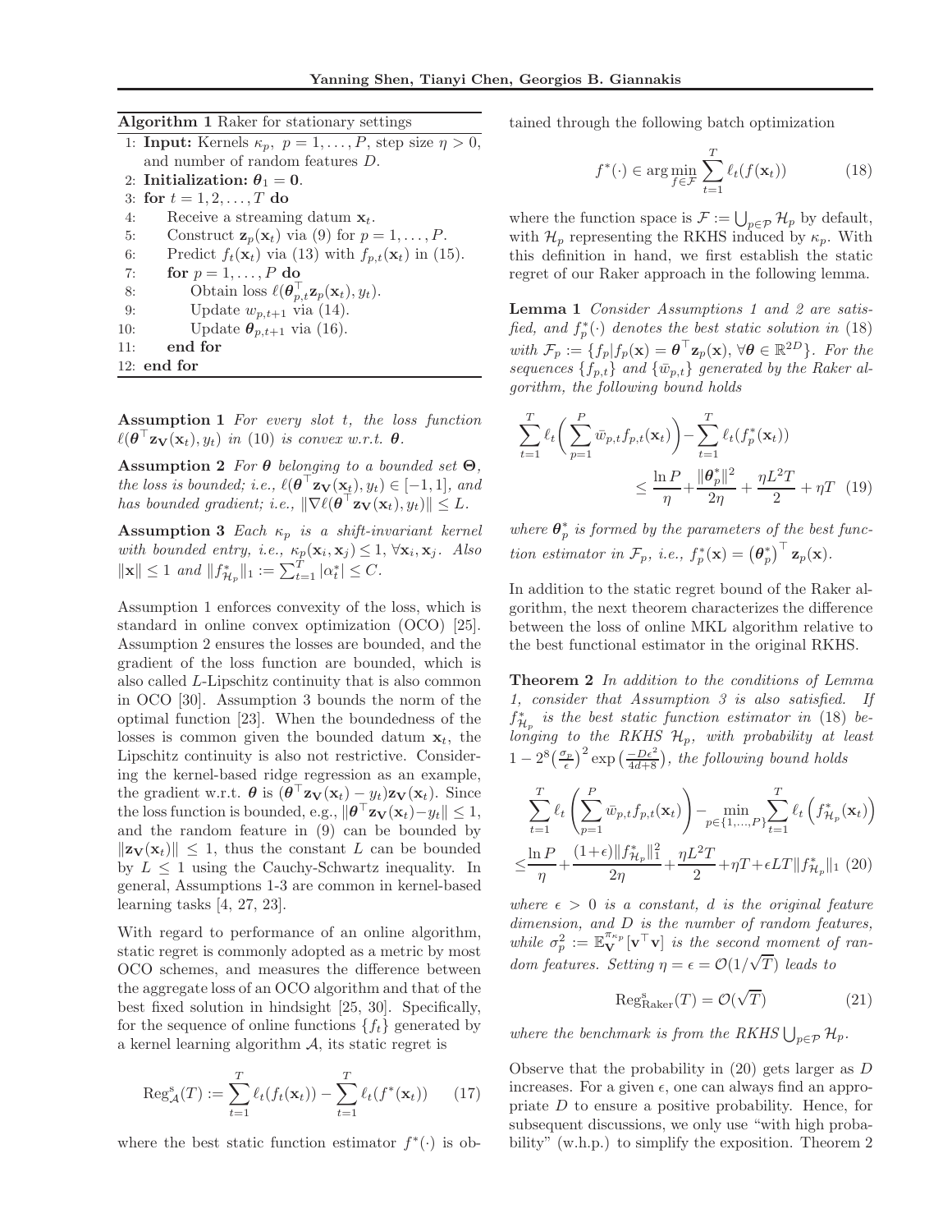**Algorithm 1** Raker for stationary settings

```
1: Input: Kernels κ_p, p = 1,...,P, step size η > 0, and number of random features D.
2: Initialization: θ_1 = 0.
3: for t = 1,2,...,T do
4:     Receive a streaming datum x_t.
5:     Construct z_p(x_t) via (9) for p = 1,...,P.
6:     Predict f_t(x_t) via (13) with f_{p,t}(x_t) in (15).
7:     for p = 1,...,P do
8:         Obtain loss ℓ(θ_{p,t}^⊤ z_p(x_t), y_t).
9:         Update w_{p,t+1} via (14).
10:        Update θ_{p,t+1} via (16).
11:    end for
12: end for
```

**Assumption 1** *For every slot $t$, the loss function $\ell(\boldsymbol{\theta}^\top \mathbf{z}_{\mathbf{V}}(\mathbf{x}_t), y_t)$ in (10) is convex w.r.t. $\boldsymbol{\theta}$.*

**Assumption 2** *For $\boldsymbol{\theta}$ belonging to a bounded set $\boldsymbol{\Theta}$, the loss is bounded; i.e., $\ell(\boldsymbol{\theta}^\top \mathbf{z}_{\mathbf{V}}(\mathbf{x}_t), y_t) \in [-1, 1]$, and has bounded gradient; i.e., $\|\nabla \ell(\boldsymbol{\theta}^\top \mathbf{z}_{\mathbf{V}}(\mathbf{x}_t), y_t)\| \leq L$.*

**Assumption 3** *Each $\kappa_p$ is a shift-invariant kernel with bounded entry, i.e., $\kappa_p(\mathbf{x}_i, \mathbf{x}_j) \leq 1, \forall \mathbf{x}_i, \mathbf{x}_j$. Also $\|\mathbf{x}\| \leq 1$ and $\|f^*_{\mathcal{H}_p}\|_1 := \sum_{t=1}^T |\alpha^*_t| \leq C$.*

Assumption 1 enforces convexity of the loss, which is standard in online convex optimization (OCO) [25]. Assumption 2 ensures the losses are bounded, and the gradient of the loss function are bounded, which is also called $L$-Lipschitz continuity that is also common in OCO [30]. Assumption 3 bounds the norm of the optimal function [23]. When the boundedness of the losses is common given the bounded datum $\mathbf{x}_t$, the Lipschitz continuity is also not restrictive. Considering the kernel-based ridge regression as an example, the gradient w.r.t. $\boldsymbol{\theta}$ is $(\boldsymbol{\theta}^\top \mathbf{z}_{\mathbf{V}}(\mathbf{x}_t) - y_t)\mathbf{z}_{\mathbf{V}}(\mathbf{x}_t)$. Since the loss function is bounded, e.g., $\|\boldsymbol{\theta}^\top \mathbf{z}_{\mathbf{V}}(\mathbf{x}_t) - y_t\| \leq 1$, and the random feature in (9) can be bounded by $\|\mathbf{z}_{\mathbf{V}}(\mathbf{x}_t)\| \leq 1$, thus the constant $L$ can be bounded by $L \leq 1$ using the Cauchy-Schwartz inequality. In general, Assumptions 1-3 are common in kernel-based learning tasks [4, 27, 23].

With regard to performance of an online algorithm, static regret is commonly adopted as a metric by most OCO schemes, and measures the difference between the aggregate loss of an OCO algorithm and that of the best fixed solution in hindsight [25, 30]. Specifically, for the sequence of online functions $\{f_t\}$ generated by a kernel learning algorithm $\mathcal{A}$, its static regret is

$$\mathrm{Reg}^{\mathrm{s}}_{\mathcal{A}}(T) := \sum_{t=1}^T \ell_t(f_t(\mathbf{x}_t)) - \sum_{t=1}^T \ell_t(f^*(\mathbf{x}_t)) \tag{17}$$

where the best static function estimator $f^*(\cdot)$ is obtained through the following batch optimization

$$f^*(\cdot) \in \arg\min_{f \in \mathcal{F}} \sum_{t=1}^T \ell_t(f(\mathbf{x}_t)) \tag{18}$$

where the function space is $\mathcal{F} := \bigcup_{p \in \mathcal{P}} \mathcal{H}_p$ by default, with $\mathcal{H}_p$ representing the RKHS induced by $\kappa_p$. With this definition in hand, we first establish the static regret of our Raker approach in the following lemma.

**Lemma 1** *Consider Assumptions 1 and 2 are satisfied, and $f_p^*(\cdot)$ denotes the best static solution in (18) with $\mathcal{F}_p := \{f_p | f_p(\mathbf{x}) = \boldsymbol{\theta}^\top \mathbf{z}_p(\mathbf{x}), \forall \boldsymbol{\theta} \in \mathbb{R}^{2D}\}$. For the sequences $\{f_{p,t}\}$ and $\{\bar{w}_{p,t}\}$ generated by the Raker algorithm, the following bound holds*

$$\sum_{t=1}^T \ell_t\bigg(\sum_{p=1}^P \bar{w}_{p,t} f_{p,t}(\mathbf{x}_t)\bigg) - \sum_{t=1}^T \ell_t(f_p^*(\mathbf{x}_t)) \leq \frac{\ln P}{\eta} + \frac{\|\boldsymbol{\theta}_p^*\|^2}{2\eta} + \frac{\eta L^2 T}{2} + \eta T \tag{19}$$

*where $\boldsymbol{\theta}_p^*$ is formed by the parameters of the best function estimator in $\mathcal{F}_p$, i.e., $f_p^*(\mathbf{x}) = (\boldsymbol{\theta}_p^*)^\top \mathbf{z}_p(\mathbf{x})$.*

In addition to the static regret bound of the Raker algorithm, the next theorem characterizes the difference between the loss of online MKL algorithm relative to the best functional estimator in the original RKHS.

**Theorem 2** *In addition to the conditions of Lemma 1, consider that Assumption 3 is also satisfied. If $f^*_{\mathcal{H}_p}$ is the best static function estimator in (18) belonging to the RKHS $\mathcal{H}_p$, with probability at least $1 - 2^8\big(\frac{\sigma_p}{\epsilon}\big)^2 \exp\big(\frac{-D\epsilon^2}{4d+8}\big)$, the following bound holds*

$$\sum_{t=1}^T \ell_t\left(\sum_{p=1}^P \bar{w}_{p,t} f_{p,t}(\mathbf{x}_t)\right) - \min_{p \in \{1,\ldots,P\}} \sum_{t=1}^T \ell_t\left(f^*_{\mathcal{H}_p}(\mathbf{x}_t)\right) \leq \frac{\ln P}{\eta} + \frac{(1+\epsilon)\|f^*_{\mathcal{H}_p}\|_1^2}{2\eta} + \frac{\eta L^2 T}{2} + \eta T + \epsilon L T \|f^*_{\mathcal{H}_p}\|_1 \tag{20}$$

*where $\epsilon > 0$ is a constant, $d$ is the original feature dimension, and $D$ is the number of random features, while $\sigma_p^2 := \mathbb{E}_{\mathbf{V}}^{\pi_{\kappa_p}}[\mathbf{v}^\top \mathbf{v}]$ is the second moment of random features. Setting $\eta = \epsilon = \mathcal{O}(1/\sqrt{T})$ leads to*

$$\mathrm{Reg}^{\mathrm{s}}_{\mathrm{Raker}}(T) = \mathcal{O}(\sqrt{T}) \tag{21}$$

*where the benchmark is from the RKHS $\bigcup_{p \in \mathcal{P}} \mathcal{H}_p$.*

Observe that the probability in (20) gets larger as $D$ increases. For a given $\epsilon$, one can always find an appropriate $D$ to ensure a positive probability. Hence, for subsequent discussions, we only use "with high probability" (w.h.p.) to simplify the exposition. Theorem 2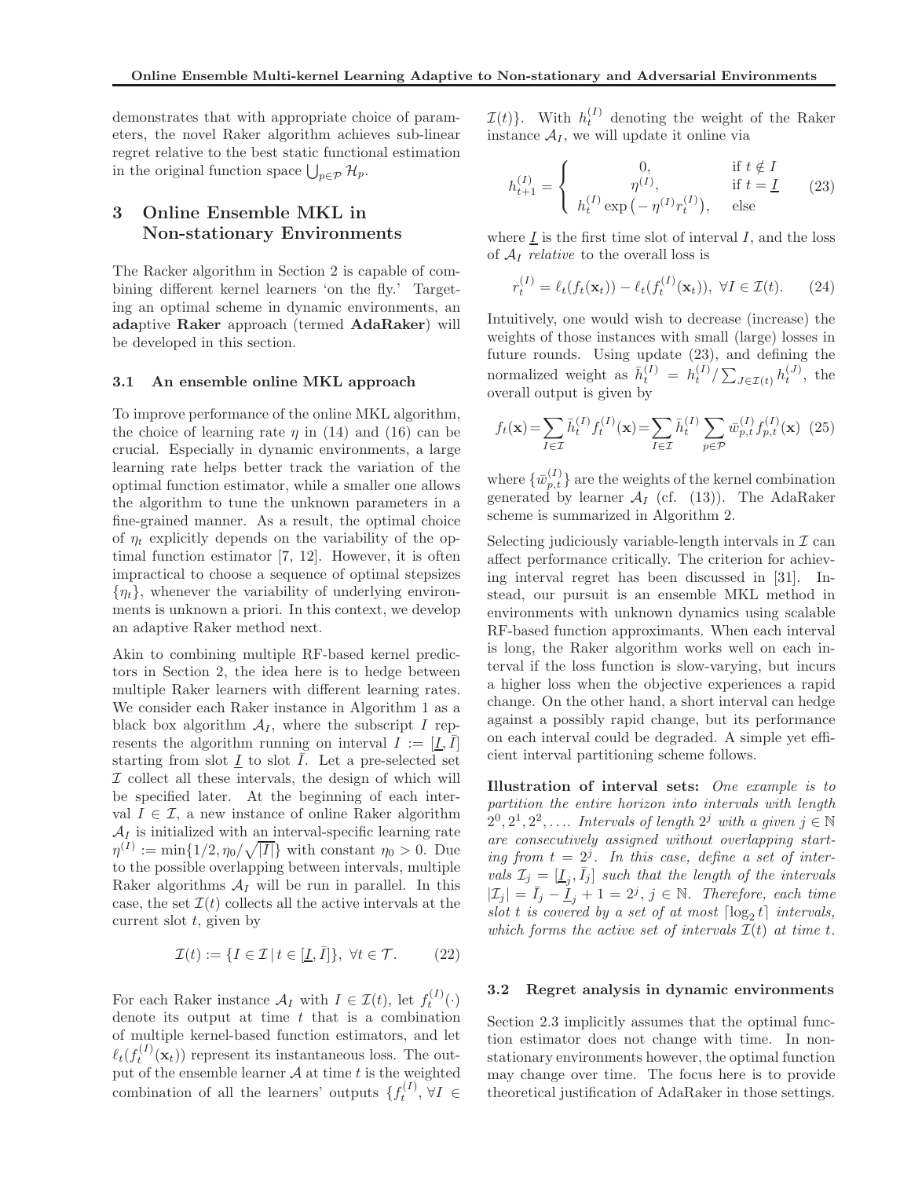demonstrates that with appropriate choice of parameters, the novel Raker algorithm achieves sub-linear regret relative to the best static functional estimation in the original function space $\bigcup_{p\in\mathcal{P}}\mathcal{H}_p$.

## 3 Online Ensemble MKL in Non-stationary Environments

The Racker algorithm in Section 2 is capable of combining different kernel learners 'on the fly.' Targeting an optimal scheme in dynamic environments, an **ada**ptive **Raker** approach (termed **AdaRaker**) will be developed in this section.

### 3.1 An ensemble online MKL approach

To improve performance of the online MKL algorithm, the choice of learning rate $\eta$ in (14) and (16) can be crucial. Especially in dynamic environments, a large learning rate helps better track the variation of the optimal function estimator, while a smaller one allows the algorithm to tune the unknown parameters in a fine-grained manner. As a result, the optimal choice of $\eta_t$ explicitly depends on the variability of the optimal function estimator [7, 12]. However, it is often impractical to choose a sequence of optimal stepsizes $\{\eta_t\}$, whenever the variability of underlying environments is unknown a priori. In this context, we develop an adaptive Raker method next.

Akin to combining multiple RF-based kernel predictors in Section 2, the idea here is to hedge between multiple Raker learners with different learning rates. We consider each Raker instance in Algorithm 1 as a black box algorithm $\mathcal{A}_I$, where the subscript $I$ represents the algorithm running on interval $I := [\underline{I}, \bar{I}]$ starting from slot $\underline{I}$ to slot $\bar{I}$. Let a pre-selected set $\mathcal{I}$ collect all these intervals, the design of which will be specified later. At the beginning of each interval $I \in \mathcal{I}$, a new instance of online Raker algorithm $\mathcal{A}_I$ is initialized with an interval-specific learning rate $\eta^{(I)} := \min\{1/2, \eta_0/\sqrt{|I|}\}$ with constant $\eta_0 > 0$. Due to the possible overlapping between intervals, multiple Raker algorithms $\mathcal{A}_I$ will be run in parallel. In this case, the set $\mathcal{I}(t)$ collects all the active intervals at the current slot $t$, given by

$$\mathcal{I}(t) := \{I \in \mathcal{I} \,|\, t \in [\underline{I}, \bar{I}]\}, \;\forall t \in \mathcal{T}. \tag{22}$$

For each Raker instance $\mathcal{A}_I$ with $I \in \mathcal{I}(t)$, let $f_t^{(I)}(\cdot)$ denote its output at time $t$ that is a combination of multiple kernel-based function estimators, and let $\ell_t(f_t^{(I)}(\mathbf{x}_t))$ represent its instantaneous loss. The output of the ensemble learner $\mathcal{A}$ at time $t$ is the weighted combination of all the learners' outputs $\{f_t^{(I)}, \forall I \in \mathcal{I}(t)\}$. With $h_t^{(I)}$ denoting the weight of the Raker instance $\mathcal{A}_I$, we will update it online via

$$h_{t+1}^{(I)} = \begin{cases} 0, & \text{if } t \notin I \\ \eta^{(I)}, & \text{if } t = \underline{I} \\ h_t^{(I)} \exp\left(-\eta^{(I)} r_t^{(I)}\right), & \text{else} \end{cases} \tag{23}$$

where $\underline{I}$ is the first time slot of interval $I$, and the loss of $\mathcal{A}_I$ *relative* to the overall loss is

$$r_t^{(I)} = \ell_t(f_t(\mathbf{x}_t)) - \ell_t(f_t^{(I)}(\mathbf{x}_t)), \;\forall I \in \mathcal{I}(t). \tag{24}$$

Intuitively, one would wish to decrease (increase) the weights of those instances with small (large) losses in future rounds. Using update (23), and defining the normalized weight as $\bar{h}_t^{(I)} = h_t^{(I)}/\sum_{J\in\mathcal{I}(t)} h_t^{(J)}$, the overall output is given by

$$f_t(\mathbf{x}) = \sum_{I\in\mathcal{I}} \bar{h}_t^{(I)} f_t^{(I)}(\mathbf{x}) = \sum_{I\in\mathcal{I}} \bar{h}_t^{(I)} \sum_{p\in\mathcal{P}} \bar{w}_{p,t}^{(I)} f_{p,t}^{(I)}(\mathbf{x}) \tag{25}$$

where $\{\bar{w}_{p,t}^{(I)}\}$ are the weights of the kernel combination generated by learner $\mathcal{A}_I$ (cf. (13)). The AdaRaker scheme is summarized in Algorithm 2.

Selecting judiciously variable-length intervals in $\mathcal{I}$ can affect performance critically. The criterion for achieving interval regret has been discussed in [31]. Instead, our pursuit is an ensemble MKL method in environments with unknown dynamics using scalable RF-based function approximants. When each interval is long, the Raker algorithm works well on each interval if the loss function is slow-varying, but incurs a higher loss when the objective experiences a rapid change. On the other hand, a short interval can hedge against a possibly rapid change, but its performance on each interval could be degraded. A simple yet efficient interval partitioning scheme follows.

**Illustration of interval sets:** *One example is to partition the entire horizon into intervals with length $2^0, 2^1, 2^2, \ldots$. Intervals of length $2^j$ with a given $j \in \mathbb{N}$ are consecutively assigned without overlapping starting from $t = 2^j$. In this case, define a set of intervals $\mathcal{I}_j = [\underline{I}_j, \bar{I}_j]$ such that the length of the intervals $|\mathcal{I}_j| = \bar{I}_j - \underline{I}_j + 1 = 2^j$, $j \in \mathbb{N}$. Therefore, each time slot $t$ is covered by a set of at most $\lceil \log_2 t \rceil$ intervals, which forms the active set of intervals $\mathcal{I}(t)$ at time $t$.*

### 3.2 Regret analysis in dynamic environments

Section 2.3 implicitly assumes that the optimal function estimator does not change with time. In non-stationary environments however, the optimal function may change over time. The focus here is to provide theoretical justification of AdaRaker in those settings.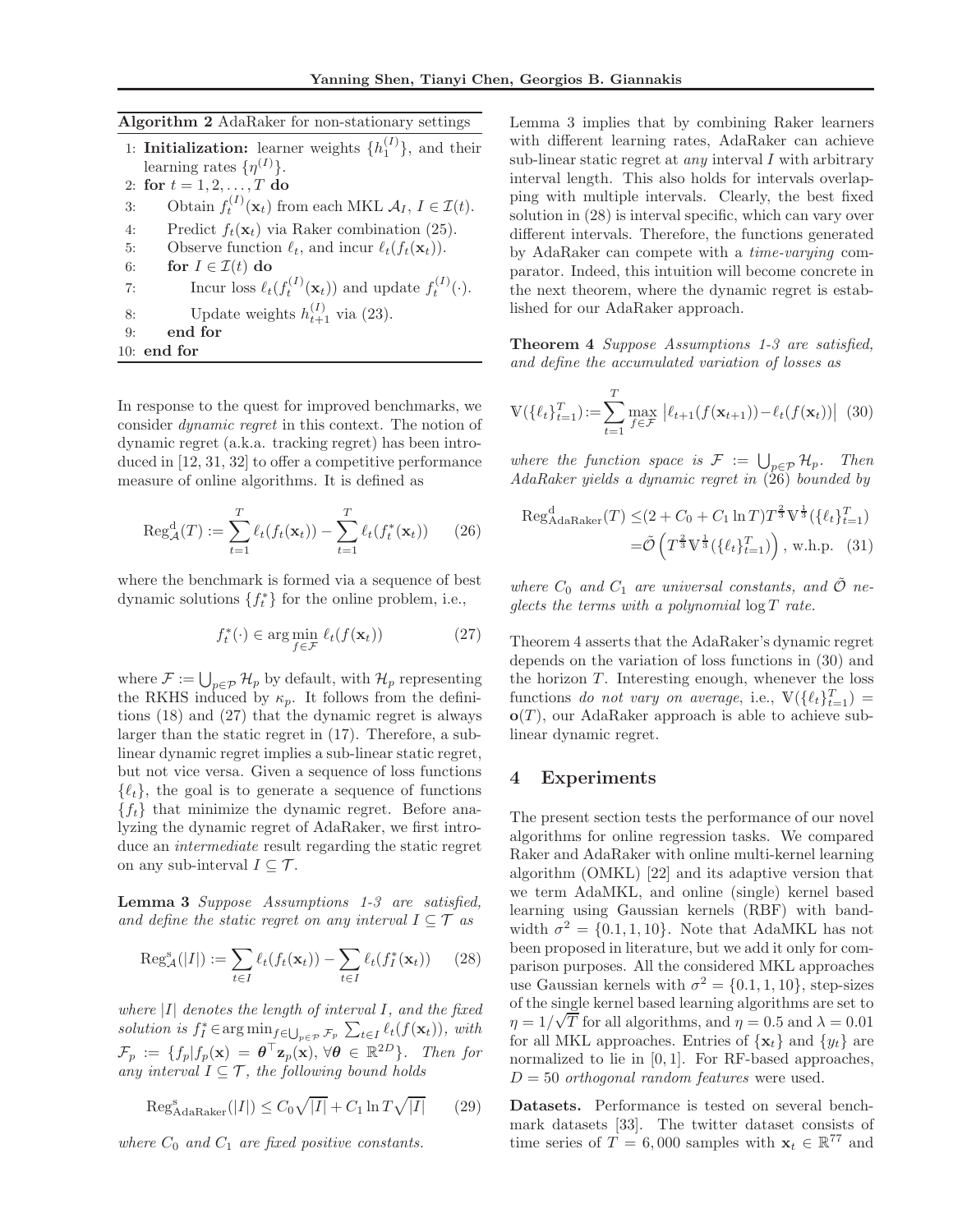**Algorithm 2** AdaRaker for non-stationary settings

1: **Initialization:** learner weights $\{h_1^{(I)}\}$, and their learning rates $\{\eta^{(I)}\}$.
2: **for** $t = 1, 2, \ldots, T$ **do**
3: Obtain $f_t^{(I)}(\mathbf{x}_t)$ from each MKL $\mathcal{A}_I$, $I \in \mathcal{I}(t)$.
4: Predict $f_t(\mathbf{x}_t)$ via Raker combination (25).
5: Observe function $\ell_t$, and incur $\ell_t(f_t(\mathbf{x}_t))$.
6: **for** $I \in \mathcal{I}(t)$ **do**
7: Incur loss $\ell_t(f_t^{(I)}(\mathbf{x}_t))$ and update $f_t^{(I)}(\cdot)$.
8: Update weights $h_{t+1}^{(I)}$ via (23).
9: **end for**
10: **end for**

In response to the quest for improved benchmarks, we consider *dynamic regret* in this context. The notion of dynamic regret (a.k.a. tracking regret) has been introduced in [12, 31, 32] to offer a competitive performance measure of online algorithms. It is defined as

$$\mathrm{Reg}_{\mathcal{A}}^{\mathrm{d}}(T) := \sum_{t=1}^{T} \ell_t(f_t(\mathbf{x}_t)) - \sum_{t=1}^{T} \ell_t(f_t^*(\mathbf{x}_t)) \qquad (26)$$

where the benchmark is formed via a sequence of best dynamic solutions $\{f_t^*\}$ for the online problem, i.e.,

$$f_t^*(\cdot) \in \arg\min_{f \in \mathcal{F}} \ell_t(f(\mathbf{x}_t)) \qquad (27)$$

where $\mathcal{F} := \bigcup_{p \in \mathcal{P}} \mathcal{H}_p$ by default, with $\mathcal{H}_p$ representing the RKHS induced by $\kappa_p$. It follows from the definitions (18) and (27) that the dynamic regret is always larger than the static regret in (17). Therefore, a sub-linear dynamic regret implies a sub-linear static regret, but not vice versa. Given a sequence of loss functions $\{\ell_t\}$, the goal is to generate a sequence of functions $\{f_t\}$ that minimize the dynamic regret. Before analyzing the dynamic regret of AdaRaker, we first introduce an *intermediate* result regarding the static regret on any sub-interval $I \subseteq \mathcal{T}$.

**Lemma 3** *Suppose Assumptions 1-3 are satisfied, and define the static regret on any interval $I \subseteq \mathcal{T}$ as*

$$\mathrm{Reg}_{\mathcal{A}}^{\mathrm{s}}(|I|) := \sum_{t \in I} \ell_t(f_t(\mathbf{x}_t)) - \sum_{t \in I} \ell_t(f_I^*(\mathbf{x}_t)) \qquad (28)$$

*where $|I|$ denotes the length of interval $I$, and the fixed solution is $f_I^* \in \arg\min_{f \in \bigcup_{p \in \mathcal{P}} \mathcal{F}_p} \sum_{t \in I} \ell_t(f(\mathbf{x}_t))$, with $\mathcal{F}_p := \{f_p | f_p(\mathbf{x}) = \boldsymbol{\theta}^\top \mathbf{z}_p(\mathbf{x}), \forall \boldsymbol{\theta} \in \mathbb{R}^{2D}\}$. Then for any interval $I \subseteq \mathcal{T}$, the following bound holds*

$$\mathrm{Reg}_{\mathrm{AdaRaker}}^{\mathrm{s}}(|I|) \leq C_0 \sqrt{|I|} + C_1 \ln T \sqrt{|I|} \qquad (29)$$

*where $C_0$ and $C_1$ are fixed positive constants.*

Lemma 3 implies that by combining Raker learners with different learning rates, AdaRaker can achieve sub-linear static regret at *any* interval $I$ with arbitrary interval length. This also holds for intervals overlapping with multiple intervals. Clearly, the best fixed solution in (28) is interval specific, which can vary over different intervals. Therefore, the functions generated by AdaRaker can compete with a *time-varying* comparator. Indeed, this intuition will become concrete in the next theorem, where the dynamic regret is established for our AdaRaker approach.

**Theorem 4** *Suppose Assumptions 1-3 are satisfied, and define the accumulated variation of losses as*

$$\mathbb{V}(\{\ell_t\}_{t=1}^T) := \sum_{t=1}^{T} \max_{f \in \mathcal{F}} \left| \ell_{t+1}(f(\mathbf{x}_{t+1})) - \ell_t(f(\mathbf{x}_t)) \right| \quad (30)$$

*where the function space is $\mathcal{F} := \bigcup_{p \in \mathcal{P}} \mathcal{H}_p$. Then AdaRaker yields a dynamic regret in (26) bounded by*

$$\begin{aligned}\mathrm{Reg}_{\mathrm{AdaRaker}}^{\mathrm{d}}(T) &\leq (2 + C_0 + C_1 \ln T) T^{\frac{2}{3}} \mathbb{V}^{\frac{1}{3}}(\{\ell_t\}_{t=1}^T) \\ &= \tilde{\mathcal{O}}\left(T^{\frac{2}{3}} \mathbb{V}^{\frac{1}{3}}(\{\ell_t\}_{t=1}^T)\right), \text{ w.h.p.} \quad (31)\end{aligned}$$

*where $C_0$ and $C_1$ are universal constants, and $\tilde{\mathcal{O}}$ neglects the terms with a polynomial $\log T$ rate.*

Theorem 4 asserts that the AdaRaker's dynamic regret depends on the variation of loss functions in (30) and the horizon $T$. Interesting enough, whenever the loss functions *do not vary on average*, i.e., $\mathbb{V}(\{\ell_t\}_{t=1}^T) = \mathbf{o}(T)$, our AdaRaker approach is able to achieve sub-linear dynamic regret.

## 4 Experiments

The present section tests the performance of our novel algorithms for online regression tasks. We compared Raker and AdaRaker with online multi-kernel learning algorithm (OMKL) [22] and its adaptive version that we term AdaMKL, and online (single) kernel based learning using Gaussian kernels (RBF) with bandwidth $\sigma^2 = \{0.1, 1, 10\}$. Note that AdaMKL has not been proposed in literature, but we add it only for comparison purposes. All the considered MKL approaches use Gaussian kernels with $\sigma^2 = \{0.1, 1, 10\}$, step-sizes of the single kernel based learning algorithms are set to $\eta = 1/\sqrt{T}$ for all algorithms, and $\eta = 0.5$ and $\lambda = 0.01$ for all MKL approaches. Entries of $\{\mathbf{x}_t\}$ and $\{y_t\}$ are normalized to lie in $[0, 1]$. For RF-based approaches, $D = 50$ *orthogonal random features* were used.

**Datasets.** Performance is tested on several benchmark datasets [33]. The twitter dataset consists of time series of $T = 6,000$ samples with $\mathbf{x}_t \in \mathbb{R}^{77}$ and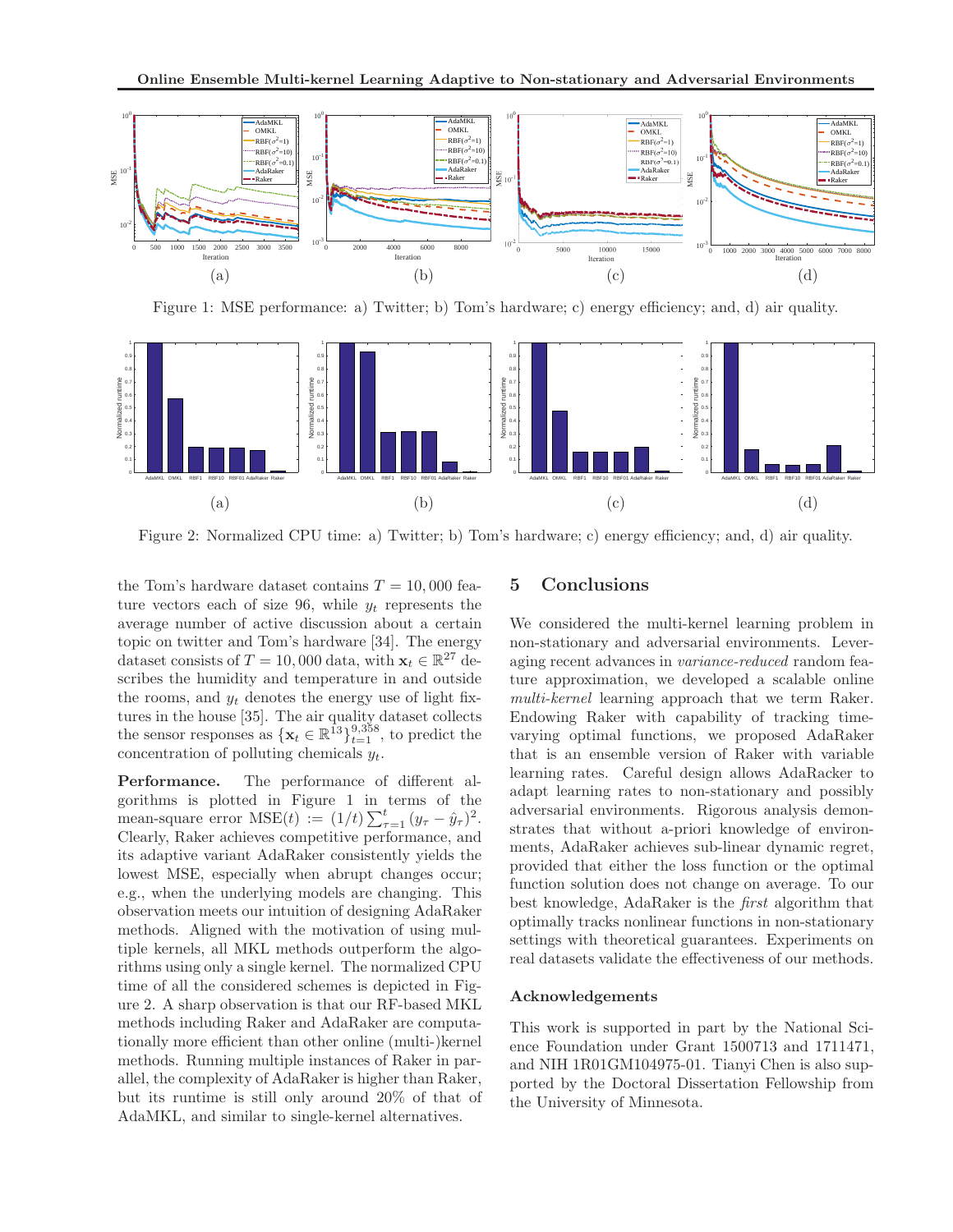Figure 1: MSE performance: a) Twitter; b) Tom's hardware; c) energy efficiency; and, d) air quality.

Figure 2: Normalized CPU time: a) Twitter; b) Tom's hardware; c) energy efficiency; and, d) air quality.

the Tom's hardware dataset contains $T = 10,000$ feature vectors each of size 96, while $y_t$ represents the average number of active discussion about a certain topic on twitter and Tom's hardware [34]. The energy dataset consists of $T = 10,000$ data, with $\mathbf{x}_t \in \mathbb{R}^{27}$ describes the humidity and temperature in and outside the rooms, and $y_t$ denotes the energy use of light fixtures in the house [35]. The air quality dataset collects the sensor responses as $\{\mathbf{x}_t \in \mathbb{R}^{13}\}_{t=1}^{9,358}$, to predict the concentration of polluting chemicals $y_t$.

**Performance.** The performance of different algorithms is plotted in Figure 1 in terms of the mean-square error $\text{MSE}(t) := (1/t)\sum_{\tau=1}^{t}(y_\tau - \hat{y}_\tau)^2$. Clearly, Raker achieves competitive performance, and its adaptive variant AdaRaker consistently yields the lowest MSE, especially when abrupt changes occur; e.g., when the underlying models are changing. This observation meets our intuition of designing AdaRaker methods. Aligned with the motivation of using multiple kernels, all MKL methods outperform the algorithms using only a single kernel. The normalized CPU time of all the considered schemes is depicted in Figure 2. A sharp observation is that our RF-based MKL methods including Raker and AdaRaker are computationally more efficient than other online (multi-)kernel methods. Running multiple instances of Raker in parallel, the complexity of AdaRaker is higher than Raker, but its runtime is still only around 20% of that of AdaMKL, and similar to single-kernel alternatives.

## 5 Conclusions

We considered the multi-kernel learning problem in non-stationary and adversarial environments. Leveraging recent advances in *variance-reduced* random feature approximation, we developed a scalable online *multi-kernel* learning approach that we term Raker. Endowing Raker with capability of tracking time-varying optimal functions, we proposed AdaRaker that is an ensemble version of Raker with variable learning rates. Careful design allows AdaRacker to adapt learning rates to non-stationary and possibly adversarial environments. Rigorous analysis demonstrates that without a-priori knowledge of environments, AdaRaker achieves sub-linear dynamic regret, provided that either the loss function or the optimal function solution does not change on average. To our best knowledge, AdaRaker is the *first* algorithm that optimally tracks nonlinear functions in non-stationary settings with theoretical guarantees. Experiments on real datasets validate the effectiveness of our methods.

### Acknowledgements

This work is supported in part by the National Science Foundation under Grant 1500713 and 1711471, and NIH 1R01GM104975-01. Tianyi Chen is also supported by the Doctoral Dissertation Fellowship from the University of Minnesota.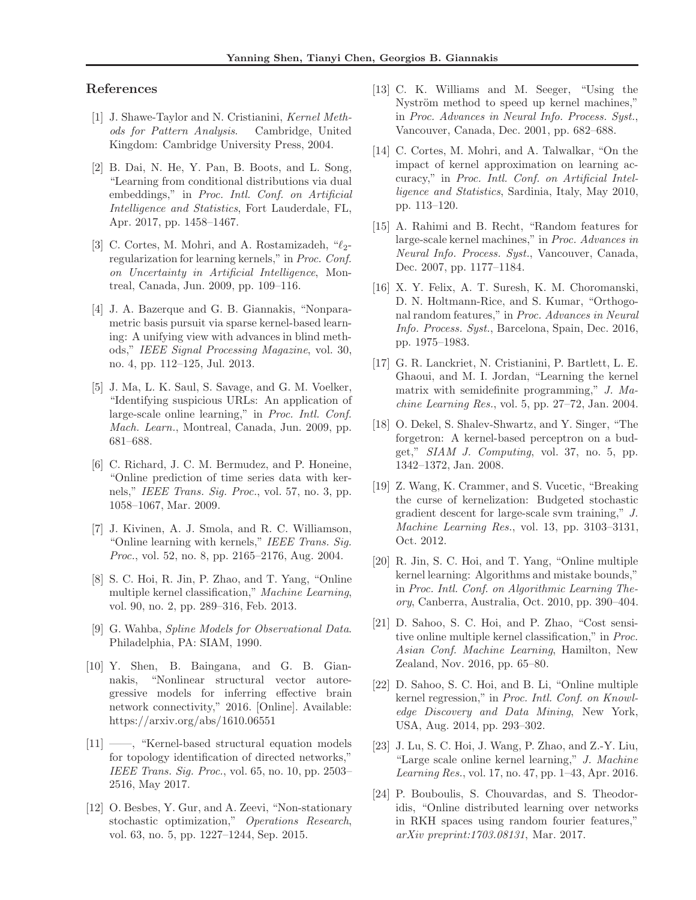## References

[1] J. Shawe-Taylor and N. Cristianini, *Kernel Methods for Pattern Analysis*. Cambridge, United Kingdom: Cambridge University Press, 2004.

[2] B. Dai, N. He, Y. Pan, B. Boots, and L. Song, "Learning from conditional distributions via dual embeddings," in *Proc. Intl. Conf. on Artificial Intelligence and Statistics*, Fort Lauderdale, FL, Apr. 2017, pp. 1458–1467.

[3] C. Cortes, M. Mohri, and A. Rostamizadeh, "$\ell_2$-regularization for learning kernels," in *Proc. Conf. on Uncertainty in Artificial Intelligence*, Montreal, Canada, Jun. 2009, pp. 109–116.

[4] J. A. Bazerque and G. B. Giannakis, "Nonparametric basis pursuit via sparse kernel-based learning: A unifying view with advances in blind methods," *IEEE Signal Processing Magazine*, vol. 30, no. 4, pp. 112–125, Jul. 2013.

[5] J. Ma, L. K. Saul, S. Savage, and G. M. Voelker, "Identifying suspicious URLs: An application of large-scale online learning," in *Proc. Intl. Conf. Mach. Learn.*, Montreal, Canada, Jun. 2009, pp. 681–688.

[6] C. Richard, J. C. M. Bermudez, and P. Honeine, "Online prediction of time series data with kernels," *IEEE Trans. Sig. Proc.*, vol. 57, no. 3, pp. 1058–1067, Mar. 2009.

[7] J. Kivinen, A. J. Smola, and R. C. Williamson, "Online learning with kernels," *IEEE Trans. Sig. Proc.*, vol. 52, no. 8, pp. 2165–2176, Aug. 2004.

[8] S. C. Hoi, R. Jin, P. Zhao, and T. Yang, "Online multiple kernel classification," *Machine Learning*, vol. 90, no. 2, pp. 289–316, Feb. 2013.

[9] G. Wahba, *Spline Models for Observational Data*. Philadelphia, PA: SIAM, 1990.

[10] Y. Shen, B. Baingana, and G. B. Giannakis, "Nonlinear structural vector autoregressive models for inferring effective brain network connectivity," 2016. [Online]. Available: https://arxiv.org/abs/1610.06551

[11] ——, "Kernel-based structural equation models for topology identification of directed networks," *IEEE Trans. Sig. Proc.*, vol. 65, no. 10, pp. 2503–2516, May 2017.

[12] O. Besbes, Y. Gur, and A. Zeevi, "Non-stationary stochastic optimization," *Operations Research*, vol. 63, no. 5, pp. 1227–1244, Sep. 2015.

[13] C. K. Williams and M. Seeger, "Using the Nyström method to speed up kernel machines," in *Proc. Advances in Neural Info. Process. Syst.*, Vancouver, Canada, Dec. 2001, pp. 682–688.

[14] C. Cortes, M. Mohri, and A. Talwalkar, "On the impact of kernel approximation on learning accuracy," in *Proc. Intl. Conf. on Artificial Intelligence and Statistics*, Sardinia, Italy, May 2010, pp. 113–120.

[15] A. Rahimi and B. Recht, "Random features for large-scale kernel machines," in *Proc. Advances in Neural Info. Process. Syst.*, Vancouver, Canada, Dec. 2007, pp. 1177–1184.

[16] X. Y. Felix, A. T. Suresh, K. M. Choromanski, D. N. Holtmann-Rice, and S. Kumar, "Orthogonal random features," in *Proc. Advances in Neural Info. Process. Syst.*, Barcelona, Spain, Dec. 2016, pp. 1975–1983.

[17] G. R. Lanckriet, N. Cristianini, P. Bartlett, L. E. Ghaoui, and M. I. Jordan, "Learning the kernel matrix with semidefinite programming," *J. Machine Learning Res.*, vol. 5, pp. 27–72, Jan. 2004.

[18] O. Dekel, S. Shalev-Shwartz, and Y. Singer, "The forgetron: A kernel-based perceptron on a budget," *SIAM J. Computing*, vol. 37, no. 5, pp. 1342–1372, Jan. 2008.

[19] Z. Wang, K. Crammer, and S. Vucetic, "Breaking the curse of kernelization: Budgeted stochastic gradient descent for large-scale svm training," *J. Machine Learning Res.*, vol. 13, pp. 3103–3131, Oct. 2012.

[20] R. Jin, S. C. Hoi, and T. Yang, "Online multiple kernel learning: Algorithms and mistake bounds," in *Proc. Intl. Conf. on Algorithmic Learning Theory*, Canberra, Australia, Oct. 2010, pp. 390–404.

[21] D. Sahoo, S. C. Hoi, and P. Zhao, "Cost sensitive online multiple kernel classification," in *Proc. Asian Conf. Machine Learning*, Hamilton, New Zealand, Nov. 2016, pp. 65–80.

[22] D. Sahoo, S. C. Hoi, and B. Li, "Online multiple kernel regression," in *Proc. Intl. Conf. on Knowledge Discovery and Data Mining*, New York, USA, Aug. 2014, pp. 293–302.

[23] J. Lu, S. C. Hoi, J. Wang, P. Zhao, and Z.-Y. Liu, "Large scale online kernel learning," *J. Machine Learning Res.*, vol. 17, no. 47, pp. 1–43, Apr. 2016.

[24] P. Bouboulis, S. Chouvardas, and S. Theodoridis, "Online distributed learning over networks in RKH spaces using random fourier features," *arXiv preprint:1703.08131*, Mar. 2017.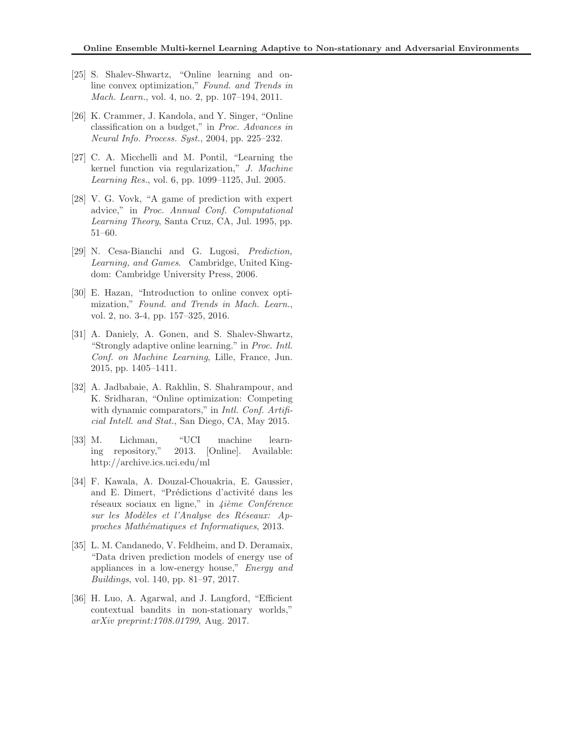[25] S. Shalev-Shwartz, "Online learning and online convex optimization," *Found. and Trends in Mach. Learn.*, vol. 4, no. 2, pp. 107–194, 2011.

[26] K. Crammer, J. Kandola, and Y. Singer, "Online classification on a budget," in *Proc. Advances in Neural Info. Process. Syst.*, 2004, pp. 225–232.

[27] C. A. Micchelli and M. Pontil, "Learning the kernel function via regularization," *J. Machine Learning Res.*, vol. 6, pp. 1099–1125, Jul. 2005.

[28] V. G. Vovk, "A game of prediction with expert advice," in *Proc. Annual Conf. Computational Learning Theory*, Santa Cruz, CA, Jul. 1995, pp. 51–60.

[29] N. Cesa-Bianchi and G. Lugosi, *Prediction, Learning, and Games*. Cambridge, United Kingdom: Cambridge University Press, 2006.

[30] E. Hazan, "Introduction to online convex optimization," *Found. and Trends in Mach. Learn.*, vol. 2, no. 3-4, pp. 157–325, 2016.

[31] A. Daniely, A. Gonen, and S. Shalev-Shwartz, "Strongly adaptive online learning." in *Proc. Intl. Conf. on Machine Learning*, Lille, France, Jun. 2015, pp. 1405–1411.

[32] A. Jadbabaie, A. Rakhlin, S. Shahrampour, and K. Sridharan, "Online optimization: Competing with dynamic comparators," in *Intl. Conf. Artificial Intell. and Stat.*, San Diego, CA, May 2015.

[33] M. Lichman, "UCI machine learning repository," 2013. [Online]. Available: http://archive.ics.uci.edu/ml

[34] F. Kawala, A. Douzal-Chouakria, E. Gaussier, and E. Dimert, "Prédictions d'activité dans les réseaux sociaux en ligne," in *4ième Conférence sur les Modèles et l'Analyse des Réseaux: Approches Mathématiques et Informatiques*, 2013.

[35] L. M. Candanedo, V. Feldheim, and D. Deramaix, "Data driven prediction models of energy use of appliances in a low-energy house," *Energy and Buildings*, vol. 140, pp. 81–97, 2017.

[36] H. Luo, A. Agarwal, and J. Langford, "Efficient contextual bandits in non-stationary worlds," *arXiv preprint:1708.01799*, Aug. 2017.